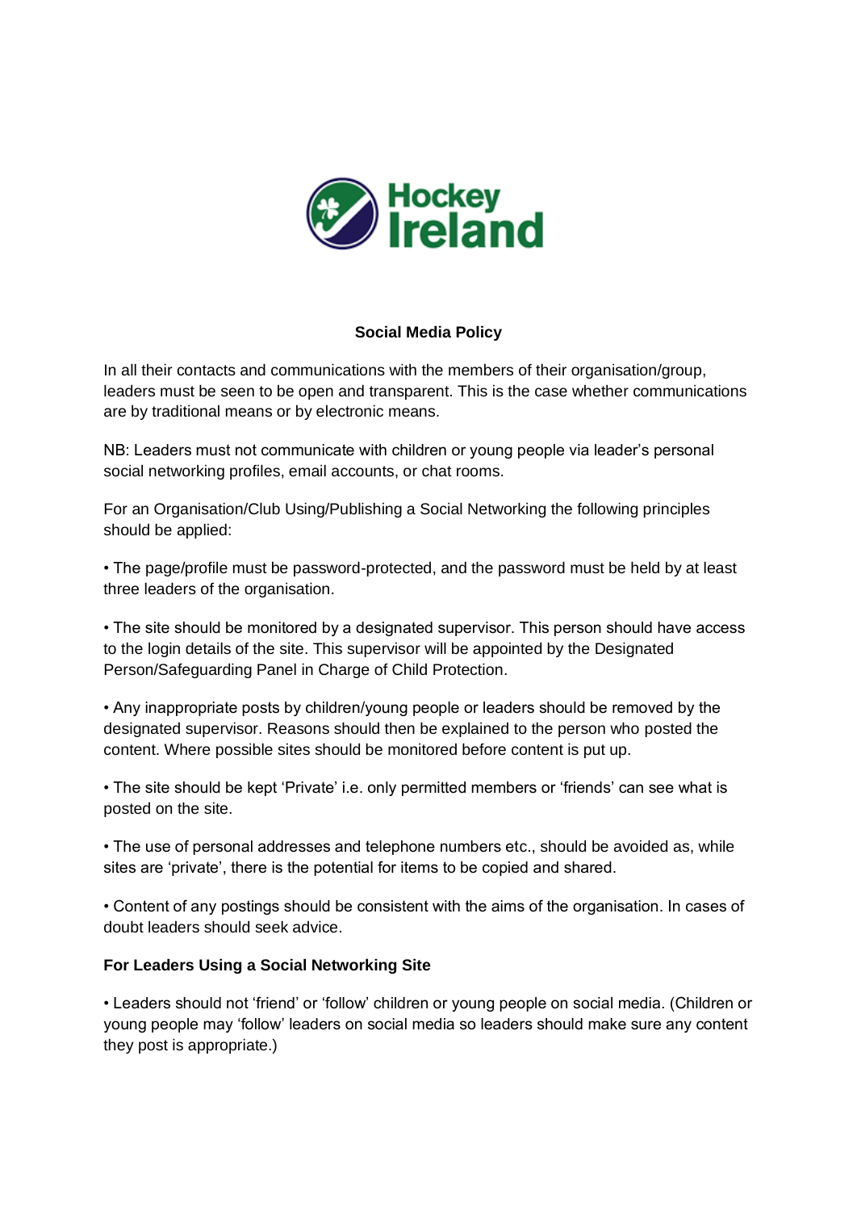Hockey Ireland

# Social Media Policy

In all their contacts and communications with the members of their organisation/group, leaders must be seen to be open and transparent. This is the case whether communications are by traditional means or by electronic means.

NB: Leaders must not communicate with children or young people via leader's personal social networking profiles, email accounts, or chat rooms.

For an Organisation/Club Using/Publishing a Social Networking the following principles should be applied:

• The page/profile must be password-protected, and the password must be held by at least three leaders of the organisation.

• The site should be monitored by a designated supervisor. This person should have access to the login details of the site. This supervisor will be appointed by the Designated Person/Safeguarding Panel in Charge of Child Protection.

• Any inappropriate posts by children/young people or leaders should be removed by the designated supervisor. Reasons should then be explained to the person who posted the content. Where possible sites should be monitored before content is put up.

• The site should be kept 'Private' i.e. only permitted members or 'friends' can see what is posted on the site.

• The use of personal addresses and telephone numbers etc., should be avoided as, while sites are 'private', there is the potential for items to be copied and shared.

• Content of any postings should be consistent with the aims of the organisation. In cases of doubt leaders should seek advice.

**For Leaders Using a Social Networking Site**

• Leaders should not 'friend' or 'follow' children or young people on social media. (Children or young people may 'follow' leaders on social media so leaders should make sure any content they post is appropriate.)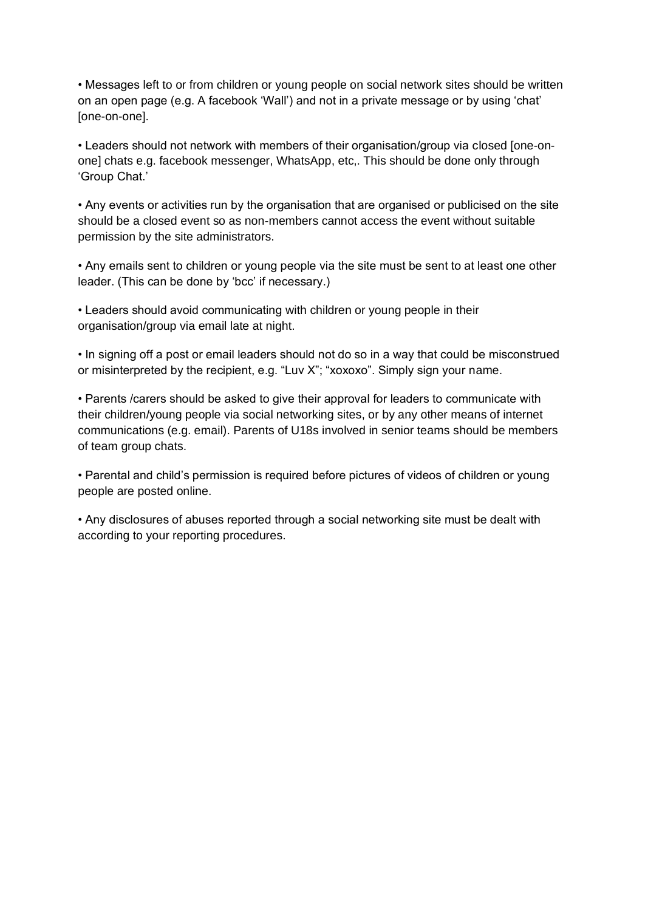- Messages left to or from children or young people on social network sites should be written on an open page (e.g. A facebook 'Wall') and not in a private message or by using 'chat' [one-on-one].

- Leaders should not network with members of their organisation/group via closed [one-on-one] chats e.g. facebook messenger, WhatsApp, etc,. This should be done only through 'Group Chat.'

- Any events or activities run by the organisation that are organised or publicised on the site should be a closed event so as non-members cannot access the event without suitable permission by the site administrators.

- Any emails sent to children or young people via the site must be sent to at least one other leader. (This can be done by 'bcc' if necessary.)

- Leaders should avoid communicating with children or young people in their organisation/group via email late at night.

- In signing off a post or email leaders should not do so in a way that could be misconstrued or misinterpreted by the recipient, e.g. "Luv X"; "xoxoxo". Simply sign your name.

- Parents /carers should be asked to give their approval for leaders to communicate with their children/young people via social networking sites, or by any other means of internet communications (e.g. email). Parents of U18s involved in senior teams should be members of team group chats.

- Parental and child's permission is required before pictures of videos of children or young people are posted online.

- Any disclosures of abuses reported through a social networking site must be dealt with according to your reporting procedures.